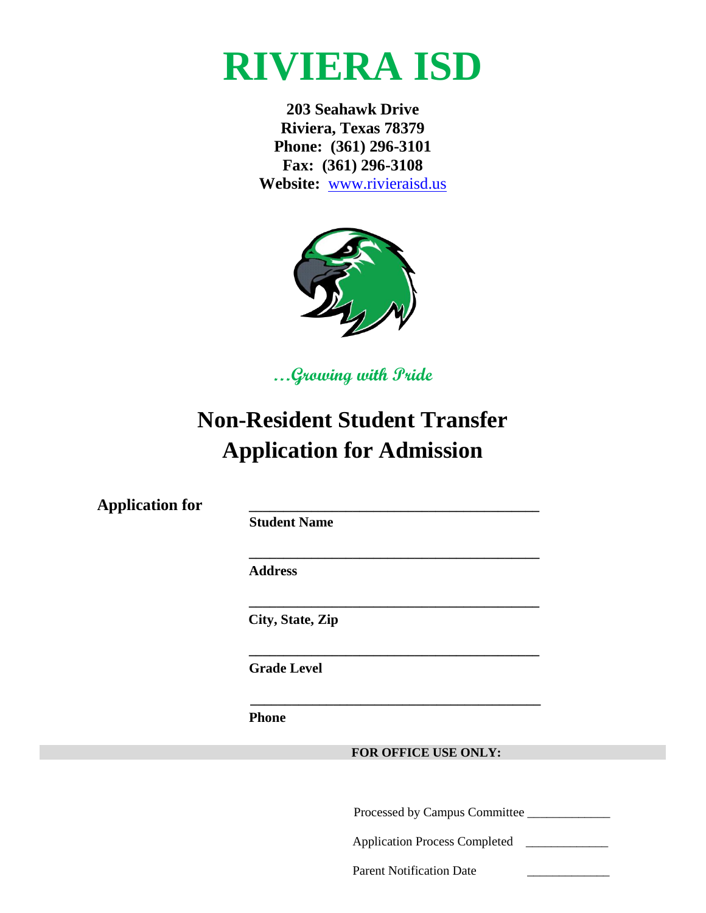# RIVIERA ISD

**203 Seahawk Drive**
**Riviera, Texas 78379**
**Phone: (361) 296-3101**
**Fax: (361) 296-3108**
**Website:** www.rivieraisd.us

*...Growing with Pride*

## Non-Resident Student Transfer Application for Admission

**Application for**

______________________________________
**Student Name**

______________________________________
**Address**

______________________________________
**City, State, Zip**

______________________________________
**Grade Level**

______________________________________
**Phone**

**FOR OFFICE USE ONLY:**

Processed by Campus Committee _____________

Application Process Completed _____________

Parent Notification Date _____________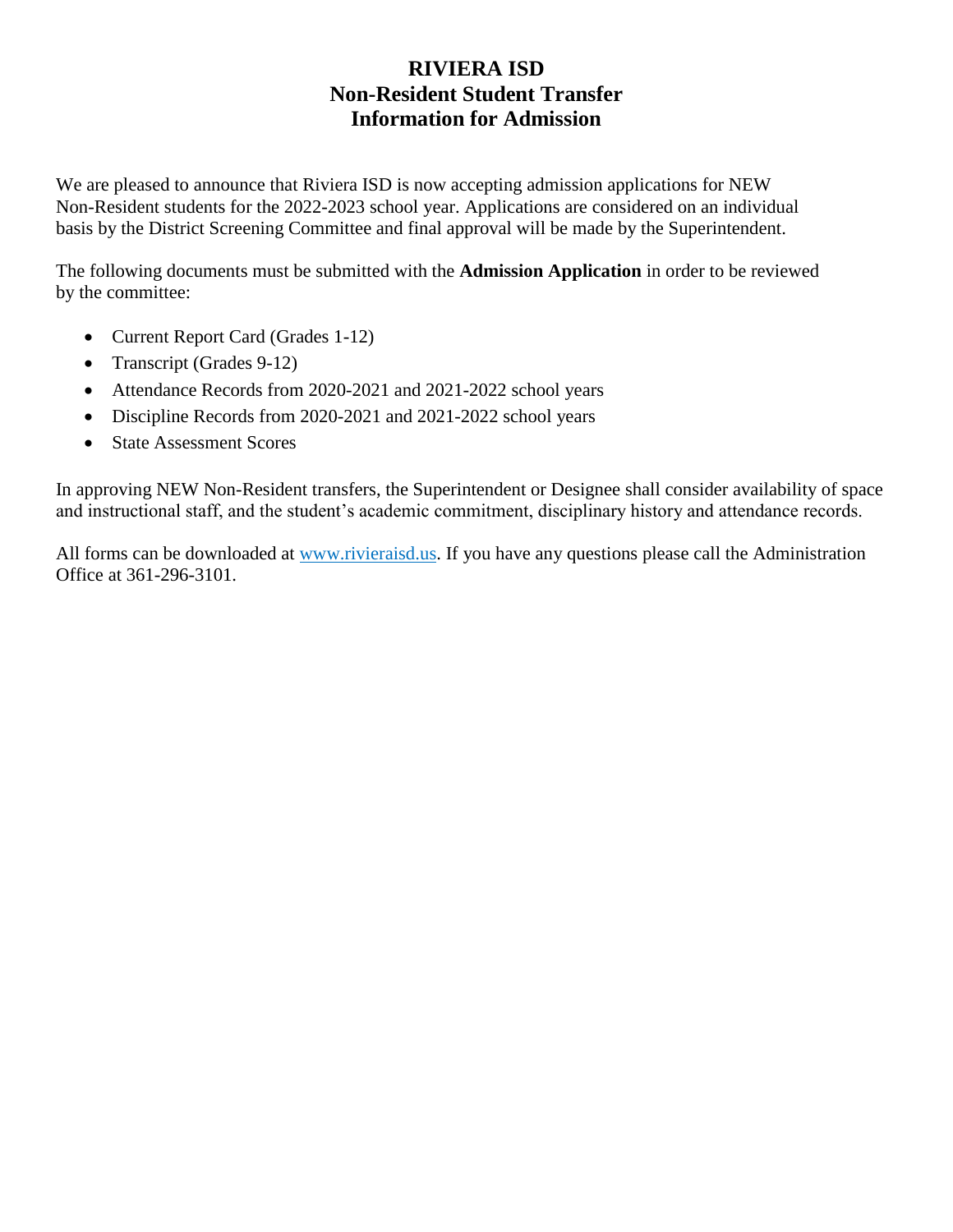# RIVIERA ISD
## Non-Resident Student Transfer
## Information for Admission

We are pleased to announce that Riviera ISD is now accepting admission applications for NEW Non-Resident students for the 2022-2023 school year. Applications are considered on an individual basis by the District Screening Committee and final approval will be made by the Superintendent.

The following documents must be submitted with the **Admission Application** in order to be reviewed by the committee:

- Current Report Card (Grades 1-12)
- Transcript (Grades 9-12)
- Attendance Records from 2020-2021 and 2021-2022 school years
- Discipline Records from 2020-2021 and 2021-2022 school years
- State Assessment Scores

In approving NEW Non-Resident transfers, the Superintendent or Designee shall consider availability of space and instructional staff, and the student's academic commitment, disciplinary history and attendance records.

All forms can be downloaded at [www.rivieraisd.us](http://www.rivieraisd.us). If you have any questions please call the Administration Office at 361-296-3101.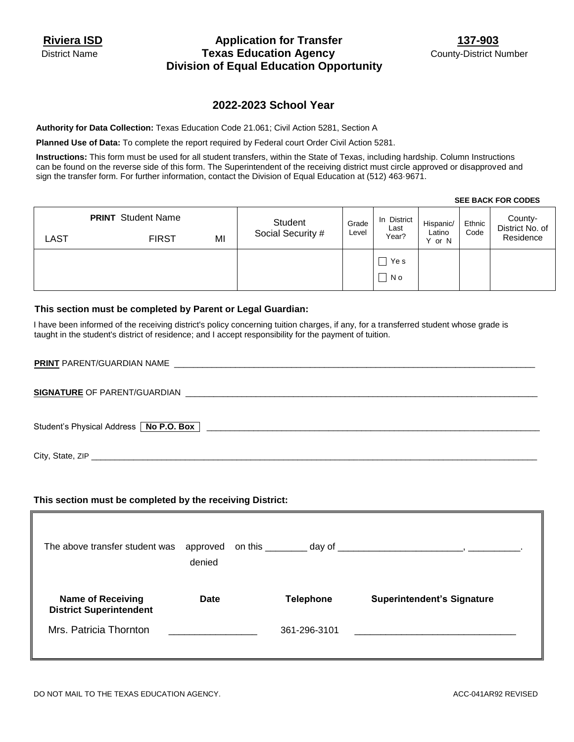**Riviera ISD**
District Name

# Application for Transfer
## Texas Education Agency
## Division of Equal Education Opportunity

**137-903**
County-District Number

## 2022-2023 School Year

**Authority for Data Collection:** Texas Education Code 21.061; Civil Action 5281, Section A

**Planned Use of Data:** To complete the report required by Federal court Order Civil Action 5281.

**Instructions:** This form must be used for all student transfers, within the State of Texas, including hardship. Column Instructions can be found on the reverse side of this form. The Superintendent of the receiving district must circle approved or disapproved and sign the transfer form. For further information, contact the Division of Equal Education at (512) 463·9671.

**SEE BACK FOR CODES**

| **PRINT** Student Name LAST | FIRST | MI | Student Social Security # | Grade Level | In District Last Year? | Hispanic/ Latino Y or N | Ethnic Code | County-District No. of Residence |
|---|---|---|---|---|---|---|---|---|
| | | | | | ☐ Yes ☐ No | | | |

**This section must be completed by Parent or Legal Guardian:**

I have been informed of the receiving district's policy concerning tuition charges, if any, for a transferred student whose grade is taught in the student's district of residence; and I accept responsibility for the payment of tuition.

**PRINT** PARENT/GUARDIAN NAME ______________________________________________

**SIGNATURE** OF PARENT/GUARDIAN ______________________________________________

Student's Physical Address **No P.O. Box** ______________________________________________

City, State, ZIP ______________________________________________

**This section must be completed by the receiving District:**

The above transfer student was approved / denied on this ________ day of ________________________, __________.

| **Name of Receiving District Superintendent** | **Date** | **Telephone** | **Superintendent's Signature** |
|---|---|---|---|
| Mrs. Patricia Thornton | ________________ | 361-296-3101 | ______________________________ |

DO NOT MAIL TO THE TEXAS EDUCATION AGENCY.

ACC-041AR92 REVISED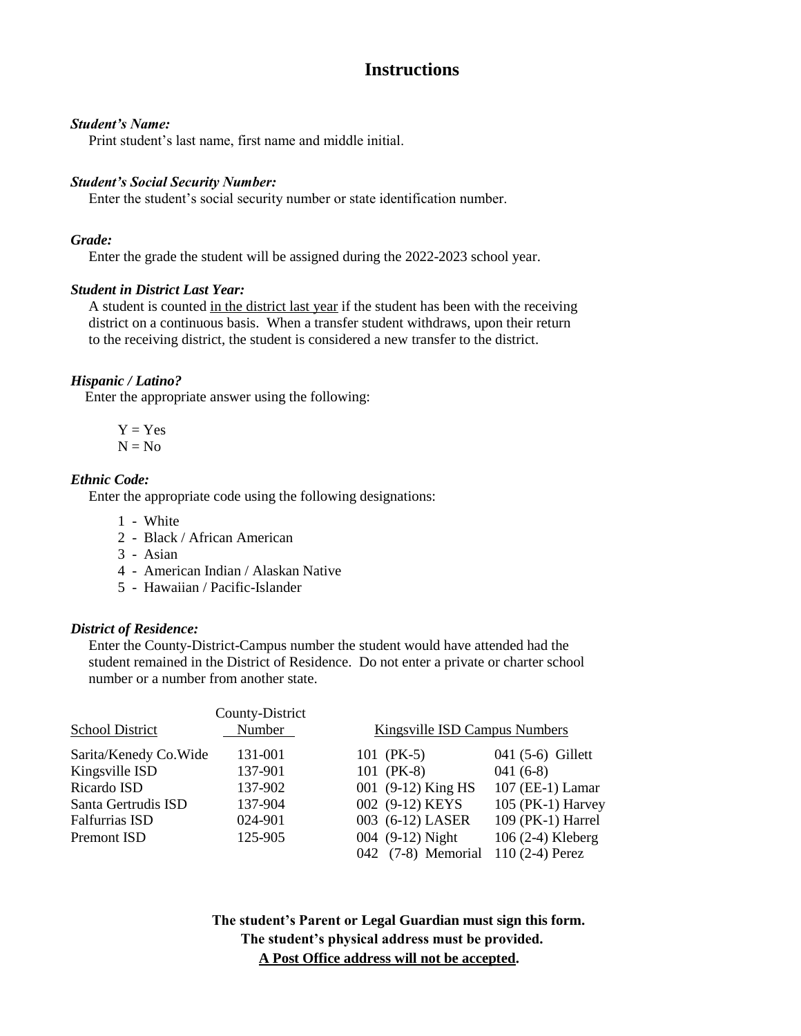# Instructions

***Student's Name:***

Print student's last name, first name and middle initial.

***Student's Social Security Number:***

Enter the student's social security number or state identification number.

***Grade:***

Enter the grade the student will be assigned during the 2022-2023 school year.

***Student in District Last Year:***

A student is counted <u>in the district last year</u> if the student has been with the receiving district on a continuous basis. When a transfer student withdraws, upon their return to the receiving district, the student is considered a new transfer to the district.

***Hispanic / Latino?***

Enter the appropriate answer using the following:

Y = Yes
N = No

***Ethnic Code:***

Enter the appropriate code using the following designations:

1 - White
2 - Black / African American
3 - Asian
4 - American Indian / Alaskan Native
5 - Hawaiian / Pacific-Islander

***District of Residence:***

Enter the County-District-Campus number the student would have attended had the student remained in the District of Residence. Do not enter a private or charter school number or a number from another state.

| School District | County-District Number |
|---|---|
| Sarita/Kenedy Co.Wide | 131-001 |
| Kingsville ISD | 137-901 |
| Ricardo ISD | 137-902 |
| Santa Gertrudis ISD | 137-904 |
| Falfurrias ISD | 024-901 |
| Premont ISD | 125-905 |

| Kingsville ISD Campus Numbers | |
|---|---|
| 101 (PK-5) | 041 (5-6) Gillett |
| 101 (PK-8) | 041 (6-8) |
| 001 (9-12) King HS | 107 (EE-1) Lamar |
| 002 (9-12) KEYS | 105 (PK-1) Harvey |
| 003 (6-12) LASER | 109 (PK-1) Harrel |
| 004 (9-12) Night | 106 (2-4) Kleberg |
| 042 (7-8) Memorial | 110 (2-4) Perez |

**The student's Parent or Legal Guardian must sign this form.**
**The student's physical address must be provided.**
**<u>A Post Office address will not be accepted</u>.**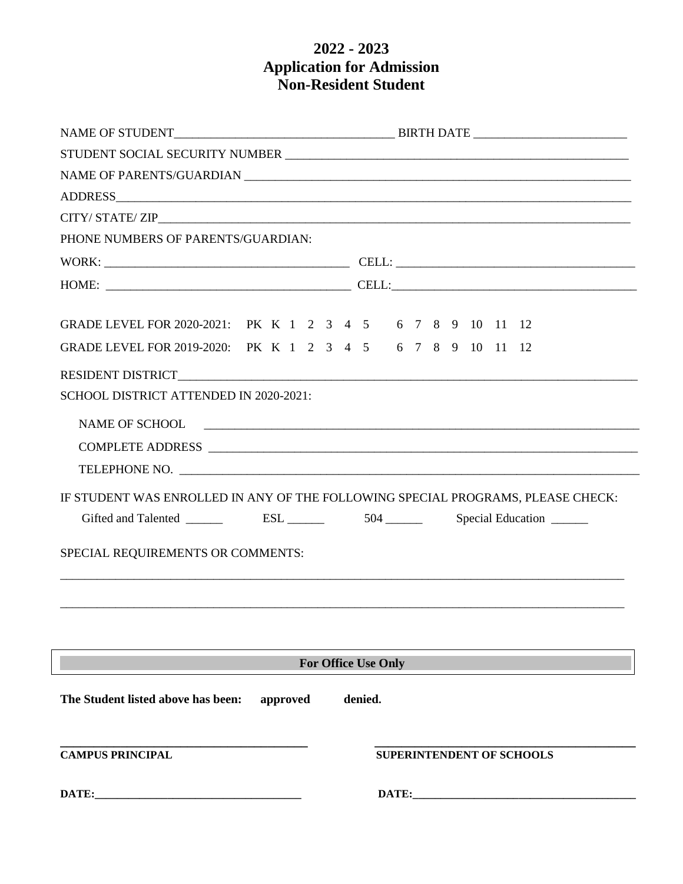# 2022 - 2023
# Application for Admission
# Non-Resident Student

NAME OF STUDENT____________________________________ BIRTH DATE _________________________

STUDENT SOCIAL SECURITY NUMBER _________________________________________________________

NAME OF PARENTS/GUARDIAN _______________________________________________________________

ADDRESS________________________________________________________________________________

CITY/ STATE/ ZIP________________________________________________________________________

PHONE NUMBERS OF PARENTS/GUARDIAN:

WORK: _______________________________________ CELL: ______________________________________

HOME: _______________________________________ CELL:_______________________________________

GRADE LEVEL FOR 2020-2021: PK K 1 2 3 4 5 6 7 8 9 10 11 12

GRADE LEVEL FOR 2019-2020: PK K 1 2 3 4 5 6 7 8 9 10 11 12

RESIDENT DISTRICT_______________________________________________________________________

SCHOOL DISTRICT ATTENDED IN 2020-2021:

NAME OF SCHOOL ________________________________________________________________________

COMPLETE ADDRESS ______________________________________________________________________

TELEPHONE NO. _________________________________________________________________________

IF STUDENT WAS ENROLLED IN ANY OF THE FOLLOWING SPECIAL PROGRAMS, PLEASE CHECK:

Gifted and Talented ______ ESL ______ 504 ______ Special Education ______

SPECIAL REQUIREMENTS OR COMMENTS:

_____________________________________________________________________________________

_____________________________________________________________________________________

**For Office Use Only**

**The Student listed above has been: approved denied.**

**______________________________________** **______________________________________**

**CAMPUS PRINCIPAL** **SUPERINTENDENT OF SCHOOLS**

**DATE:___________________________________** **DATE:_____________________________________**